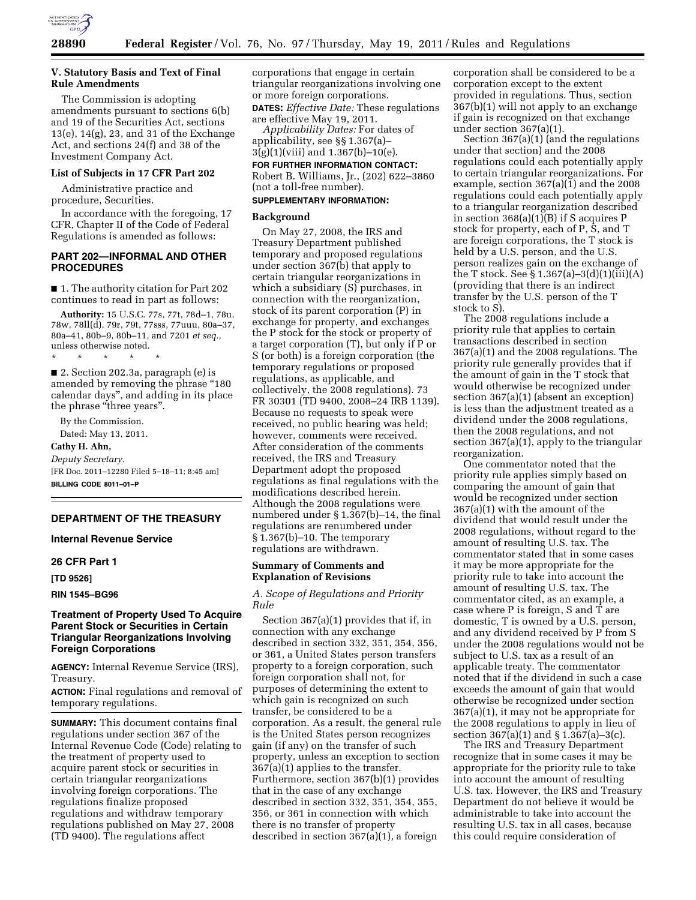### V. Statutory Basis and Text of Final Rule Amendments

The Commission is adopting amendments pursuant to sections 6(b) and 19 of the Securities Act, sections 13(e), 14(g), 23, and 31 of the Exchange Act, and sections 24(f) and 38 of the Investment Company Act.

#### List of Subjects in 17 CFR Part 202

Administrative practice and procedure, Securities.

In accordance with the foregoing, 17 CFR, Chapter II of the Code of Federal Regulations is amended as follows:

## PART 202—INFORMAL AND OTHER PROCEDURES

■ 1. The authority citation for Part 202 continues to read in part as follows:

**Authority:** 15 U.S.C. 77s, 77t, 78d–1, 78u, 78w, 78ll(d), 79r, 79t, 77sss, 77uuu, 80a–37, 80a–41, 80b–9, 80b–11, and 7201 *et seq.,* unless otherwise noted.

\* \* \* \* \*

■ 2. Section 202.3a, paragraph (e) is amended by removing the phrase "180 calendar days", and adding in its place the phrase "three years".

By the Commission.

Dated: May 13, 2011.

**Cathy H. Ahn,**

*Deputy Secretary.*

[FR Doc. 2011–12280 Filed 5–18–11; 8:45 am]

**BILLING CODE 8011–01–P**

---

## DEPARTMENT OF THE TREASURY

### Internal Revenue Service

### 26 CFR Part 1

**[TD 9526]**

**RIN 1545–BG96**

## Treatment of Property Used To Acquire Parent Stock or Securities in Certain Triangular Reorganizations Involving Foreign Corporations

**AGENCY:** Internal Revenue Service (IRS), Treasury.

**ACTION:** Final regulations and removal of temporary regulations.

**SUMMARY:** This document contains final regulations under section 367 of the Internal Revenue Code (Code) relating to the treatment of property used to acquire parent stock or securities in certain triangular reorganizations involving foreign corporations. The regulations finalize proposed regulations and withdraw temporary regulations published on May 27, 2008 (TD 9400). The regulations affect corporations that engage in certain triangular reorganizations involving one or more foreign corporations.

**DATES:** *Effective Date:* These regulations are effective May 19, 2011.

*Applicability Dates:* For dates of applicability, see §§ 1.367(a)–3(g)(1)(viii) and 1.367(b)–10(e).

**FOR FURTHER INFORMATION CONTACT:** Robert B. Williams, Jr., (202) 622–3860 (not a toll-free number).

**SUPPLEMENTARY INFORMATION:**

### Background

On May 27, 2008, the IRS and Treasury Department published temporary and proposed regulations under section 367(b) that apply to certain triangular reorganizations in which a subsidiary (S) purchases, in connection with the reorganization, stock of its parent corporation (P) in exchange for property, and exchanges the P stock for the stock or property of a target corporation (T), but only if P or S (or both) is a foreign corporation (the temporary regulations or proposed regulations, as applicable, and collectively, the 2008 regulations). 73 FR 30301 (TD 9400, 2008–24 IRB 1139). Because no requests to speak were received, no public hearing was held; however, comments were received. After consideration of the comments received, the IRS and Treasury Department adopt the proposed regulations as final regulations with the modifications described herein. Although the 2008 regulations were numbered under § 1.367(b)–14, the final regulations are renumbered under § 1.367(b)–10. The temporary regulations are withdrawn.

### Summary of Comments and Explanation of Revisions

#### *A. Scope of Regulations and Priority Rule*

Section 367(a)(1) provides that if, in connection with any exchange described in section 332, 351, 354, 356, or 361, a United States person transfers property to a foreign corporation, such foreign corporation shall not, for purposes of determining the extent to which gain is recognized on such transfer, be considered to be a corporation. As a result, the general rule is the United States person recognizes gain (if any) on the transfer of such property, unless an exception to section 367(a)(1) applies to the transfer. Furthermore, section 367(b)(1) provides that in the case of any exchange described in section 332, 351, 354, 355, 356, or 361 in connection with which there is no transfer of property described in section 367(a)(1), a foreign corporation shall be considered to be a corporation except to the extent provided in regulations. Thus, section 367(b)(1) will not apply to an exchange if gain is recognized on that exchange under section 367(a)(1).

Section 367(a)(1) (and the regulations under that section) and the 2008 regulations could each potentially apply to certain triangular reorganizations. For example, section 367(a)(1) and the 2008 regulations could each potentially apply to a triangular reorganization described in section 368(a)(1)(B) if S acquires P stock for property, each of P, S, and T are foreign corporations, the T stock is held by a U.S. person, and the U.S. person realizes gain on the exchange of the T stock. See § 1.367(a)–3(d)(1)(iii)(A) (providing that there is an indirect transfer by the U.S. person of the T stock to S).

The 2008 regulations include a priority rule that applies to certain transactions described in section 367(a)(1) and the 2008 regulations. The priority rule generally provides that if the amount of gain in the T stock that would otherwise be recognized under section 367(a)(1) (absent an exception) is less than the adjustment treated as a dividend under the 2008 regulations, then the 2008 regulations, and not section 367(a)(1), apply to the triangular reorganization.

One commentator noted that the priority rule applies simply based on comparing the amount of gain that would be recognized under section 367(a)(1) with the amount of the dividend that would result under the 2008 regulations, without regard to the amount of resulting U.S. tax. The commentator stated that in some cases it may be more appropriate for the priority rule to take into account the amount of resulting U.S. tax. The commentator cited, as an example, a case where P is foreign, S and T are domestic, T is owned by a U.S. person, and any dividend received by P from S under the 2008 regulations would not be subject to U.S. tax as a result of an applicable treaty. The commentator noted that if the dividend in such a case exceeds the amount of gain that would otherwise be recognized under section 367(a)(1), it may not be appropriate for the 2008 regulations to apply in lieu of section 367(a)(1) and § 1.367(a)–3(c).

The IRS and Treasury Department recognize that in some cases it may be appropriate for the priority rule to take into account the amount of resulting U.S. tax. However, the IRS and Treasury Department do not believe it would be administrable to take into account the resulting U.S. tax in all cases, because this could require consideration of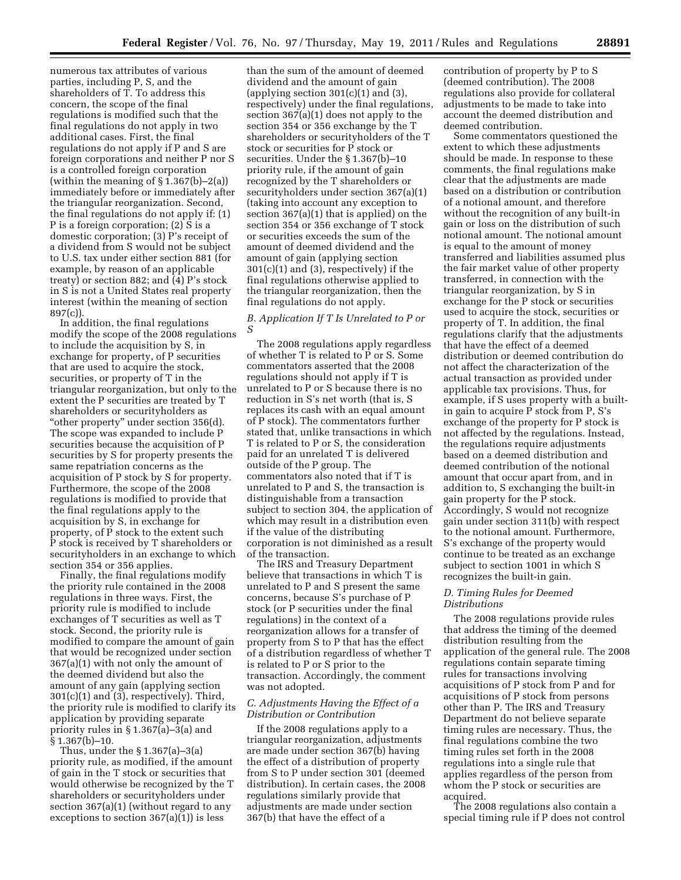numerous tax attributes of various parties, including P, S, and the shareholders of T. To address this concern, the scope of the final regulations is modified such that the final regulations do not apply in two additional cases. First, the final regulations do not apply if P and S are foreign corporations and neither P nor S is a controlled foreign corporation (within the meaning of § 1.367(b)–2(a)) immediately before or immediately after the triangular reorganization. Second, the final regulations do not apply if: (1) P is a foreign corporation; (2) S is a domestic corporation; (3) P's receipt of a dividend from S would not be subject to U.S. tax under either section 881 (for example, by reason of an applicable treaty) or section 882; and (4) P's stock in S is not a United States real property interest (within the meaning of section 897(c)).

In addition, the final regulations modify the scope of the 2008 regulations to include the acquisition by S, in exchange for property, of P securities that are used to acquire the stock, securities, or property of T in the triangular reorganization, but only to the extent the P securities are treated by T shareholders or securityholders as "other property" under section 356(d). The scope was expanded to include P securities because the acquisition of P securities by S for property presents the same repatriation concerns as the acquisition of P stock by S for property. Furthermore, the scope of the 2008 regulations is modified to provide that the final regulations apply to the acquisition by S, in exchange for property, of P stock to the extent such P stock is received by T shareholders or securityholders in an exchange to which section 354 or 356 applies.

Finally, the final regulations modify the priority rule contained in the 2008 regulations in three ways. First, the priority rule is modified to include exchanges of T securities as well as T stock. Second, the priority rule is modified to compare the amount of gain that would be recognized under section 367(a)(1) with not only the amount of the deemed dividend but also the amount of any gain (applying section 301(c)(1) and (3), respectively). Third, the priority rule is modified to clarify its application by providing separate priority rules in § 1.367(a)–3(a) and § 1.367(b)–10.

Thus, under the § 1.367(a)–3(a) priority rule, as modified, if the amount of gain in the T stock or securities that would otherwise be recognized by the T shareholders or securityholders under section 367(a)(1) (without regard to any exceptions to section 367(a)(1)) is less than the sum of the amount of deemed dividend and the amount of gain (applying section 301(c)(1) and (3), respectively) under the final regulations, section 367(a)(1) does not apply to the section 354 or 356 exchange by the T shareholders or securityholders of the T stock or securities for P stock or securities. Under the § 1.367(b)–10 priority rule, if the amount of gain recognized by the T shareholders or securityholders under section 367(a)(1) (taking into account any exception to section 367(a)(1) that is applied) on the section 354 or 356 exchange of T stock or securities exceeds the sum of the amount of deemed dividend and the amount of gain (applying section 301(c)(1) and (3), respectively) if the final regulations otherwise applied to the triangular reorganization, then the final regulations do not apply.

### *B. Application If T Is Unrelated to P or S*

The 2008 regulations apply regardless of whether T is related to P or S. Some commentators asserted that the 2008 regulations should not apply if T is unrelated to P or S because there is no reduction in S's net worth (that is, S replaces its cash with an equal amount of P stock). The commentators further stated that, unlike transactions in which T is related to P or S, the consideration paid for an unrelated T is delivered outside of the P group. The commentators also noted that if T is unrelated to P and S, the transaction is distinguishable from a transaction subject to section 304, the application of which may result in a distribution even if the value of the distributing corporation is not diminished as a result of the transaction.

The IRS and Treasury Department believe that transactions in which T is unrelated to P and S present the same concerns, because S's purchase of P stock (or P securities under the final regulations) in the context of a reorganization allows for a transfer of property from S to P that has the effect of a distribution regardless of whether T is related to P or S prior to the transaction. Accordingly, the comment was not adopted.

### *C. Adjustments Having the Effect of a Distribution or Contribution*

If the 2008 regulations apply to a triangular reorganization, adjustments are made under section 367(b) having the effect of a distribution of property from S to P under section 301 (deemed distribution). In certain cases, the 2008 regulations similarly provide that adjustments are made under section 367(b) that have the effect of a contribution of property by P to S (deemed contribution). The 2008 regulations also provide for collateral adjustments to be made to take into account the deemed distribution and deemed contribution.

Some commentators questioned the extent to which these adjustments should be made. In response to these comments, the final regulations make clear that the adjustments are made based on a distribution or contribution of a notional amount, and therefore without the recognition of any built-in gain or loss on the distribution of such notional amount. The notional amount is equal to the amount of money transferred and liabilities assumed plus the fair market value of other property transferred, in connection with the triangular reorganization, by S in exchange for the P stock or securities used to acquire the stock, securities or property of T. In addition, the final regulations clarify that the adjustments that have the effect of a deemed distribution or deemed contribution do not affect the characterization of the actual transaction as provided under applicable tax provisions. Thus, for example, if S uses property with a built-in gain to acquire P stock from P, S's exchange of the property for P stock is not affected by the regulations. Instead, the regulations require adjustments based on a deemed distribution and deemed contribution of the notional amount that occur apart from, and in addition to, S exchanging the built-in gain property for the P stock. Accordingly, S would not recognize gain under section 311(b) with respect to the notional amount. Furthermore, S's exchange of the property would continue to be treated as an exchange subject to section 1001 in which S recognizes the built-in gain.

### *D. Timing Rules for Deemed Distributions*

The 2008 regulations provide rules that address the timing of the deemed distribution resulting from the application of the general rule. The 2008 regulations contain separate timing rules for transactions involving acquisitions of P stock from P and for acquisitions of P stock from persons other than P. The IRS and Treasury Department do not believe separate timing rules are necessary. Thus, the final regulations combine the two timing rules set forth in the 2008 regulations into a single rule that applies regardless of the person from whom the P stock or securities are acquired.

The 2008 regulations also contain a special timing rule if P does not control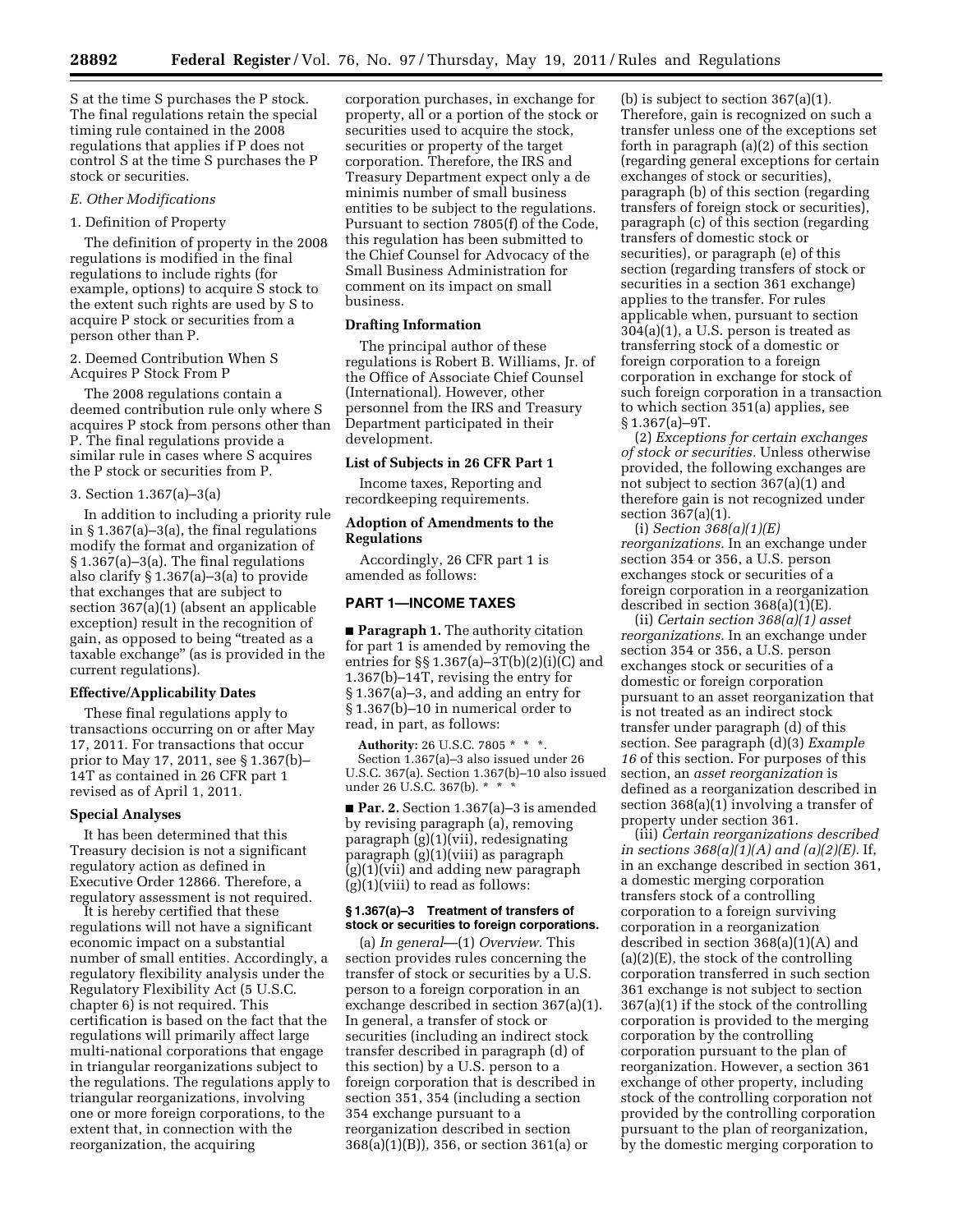S at the time S purchases the P stock. The final regulations retain the special timing rule contained in the 2008 regulations that applies if P does not control S at the time S purchases the P stock or securities.

*E. Other Modifications*

1. Definition of Property

The definition of property in the 2008 regulations is modified in the final regulations to include rights (for example, options) to acquire S stock to the extent such rights are used by S to acquire P stock or securities from a person other than P.

2. Deemed Contribution When S Acquires P Stock From P

The 2008 regulations contain a deemed contribution rule only where S acquires P stock from persons other than P. The final regulations provide a similar rule in cases where S acquires the P stock or securities from P.

3. Section 1.367(a)–3(a)

In addition to including a priority rule in § 1.367(a)–3(a), the final regulations modify the format and organization of § 1.367(a)–3(a). The final regulations also clarify § 1.367(a)–3(a) to provide that exchanges that are subject to section 367(a)(1) (absent an applicable exception) result in the recognition of gain, as opposed to being "treated as a taxable exchange" (as is provided in the current regulations).

## Effective/Applicability Dates

These final regulations apply to transactions occurring on or after May 17, 2011. For transactions that occur prior to May 17, 2011, see § 1.367(b)–14T as contained in 26 CFR part 1 revised as of April 1, 2011.

## Special Analyses

It has been determined that this Treasury decision is not a significant regulatory action as defined in Executive Order 12866. Therefore, a regulatory assessment is not required. It is hereby certified that these regulations will not have a significant economic impact on a substantial number of small entities. Accordingly, a regulatory flexibility analysis under the Regulatory Flexibility Act (5 U.S.C. chapter 6) is not required. This certification is based on the fact that the regulations will primarily affect large multi-national corporations that engage in triangular reorganizations subject to the regulations. The regulations apply to triangular reorganizations, involving one or more foreign corporations, to the extent that, in connection with the reorganization, the acquiring corporation purchases, in exchange for property, all or a portion of the stock or securities used to acquire the stock, securities or property of the target corporation. Therefore, the IRS and Treasury Department expect only a de minimis number of small business entities to be subject to the regulations. Pursuant to section 7805(f) of the Code, this regulation has been submitted to the Chief Counsel for Advocacy of the Small Business Administration for comment on its impact on small business.

## Drafting Information

The principal author of these regulations is Robert B. Williams, Jr. of the Office of Associate Chief Counsel (International). However, other personnel from the IRS and Treasury Department participated in their development.

## List of Subjects in 26 CFR Part 1

Income taxes, Reporting and recordkeeping requirements.

## Adoption of Amendments to the Regulations

Accordingly, 26 CFR part 1 is amended as follows:

## PART 1—INCOME TAXES

■ **Paragraph 1.** The authority citation for part 1 is amended by removing the entries for §§ 1.367(a)–3T(b)(2)(i)(C) and 1.367(b)–14T, revising the entry for § 1.367(a)–3, and adding an entry for § 1.367(b)–10 in numerical order to read, in part, as follows:

**Authority:** 26 U.S.C. 7805 * * *. Section 1.367(a)–3 also issued under 26 U.S.C. 367(a). Section 1.367(b)–10 also issued under 26 U.S.C. 367(b). * * *

■ **Par. 2.** Section 1.367(a)–3 is amended by revising paragraph (a), removing paragraph (g)(1)(vii), redesignating paragraph (g)(1)(viii) as paragraph (g)(1)(vii) and adding new paragraph (g)(1)(viii) to read as follows:

### § 1.367(a)–3 Treatment of transfers of stock or securities to foreign corporations.

(a) *In general*—(1) *Overview.* This section provides rules concerning the transfer of stock or securities by a U.S. person to a foreign corporation in an exchange described in section 367(a)(1). In general, a transfer of stock or securities (including an indirect stock transfer described in paragraph (d) of this section) by a U.S. person to a foreign corporation that is described in section 351, 354 (including a section 354 exchange pursuant to a reorganization described in section 368(a)(1)(B)), 356, or section 361(a) or (b) is subject to section 367(a)(1). Therefore, gain is recognized on such a transfer unless one of the exceptions set forth in paragraph (a)(2) of this section (regarding general exceptions for certain exchanges of stock or securities), paragraph (b) of this section (regarding transfers of foreign stock or securities), paragraph (c) of this section (regarding transfers of domestic stock or securities), or paragraph (e) of this section (regarding transfers of stock or securities in a section 361 exchange) applies to the transfer. For rules applicable when, pursuant to section 304(a)(1), a U.S. person is treated as transferring stock of a domestic or foreign corporation to a foreign corporation in exchange for stock of such foreign corporation in a transaction to which section 351(a) applies, see § 1.367(a)–9T.

(2) *Exceptions for certain exchanges of stock or securities.* Unless otherwise provided, the following exchanges are not subject to section 367(a)(1) and therefore gain is not recognized under section 367(a)(1).

(i) *Section 368(a)(1)(E) reorganizations.* In an exchange under section 354 or 356, a U.S. person exchanges stock or securities of a foreign corporation in a reorganization described in section 368(a)(1)(E).

(ii) *Certain section 368(a)(1) asset reorganizations.* In an exchange under section 354 or 356, a U.S. person exchanges stock or securities of a domestic or foreign corporation pursuant to an asset reorganization that is not treated as an indirect stock transfer under paragraph (d) of this section. See paragraph (d)(3) *Example 16* of this section. For purposes of this section, an *asset reorganization* is defined as a reorganization described in section 368(a)(1) involving a transfer of property under section 361.

(iii) *Certain reorganizations described in sections 368(a)(1)(A) and (a)(2)(E).* If, in an exchange described in section 361, a domestic merging corporation transfers stock of a controlling corporation to a foreign surviving corporation in a reorganization described in section 368(a)(1)(A) and (a)(2)(E), the stock of the controlling corporation transferred in such section 361 exchange is not subject to section 367(a)(1) if the stock of the controlling corporation is provided to the merging corporation by the controlling corporation pursuant to the plan of reorganization. However, a section 361 exchange of other property, including stock of the controlling corporation not provided by the controlling corporation pursuant to the plan of reorganization, by the domestic merging corporation to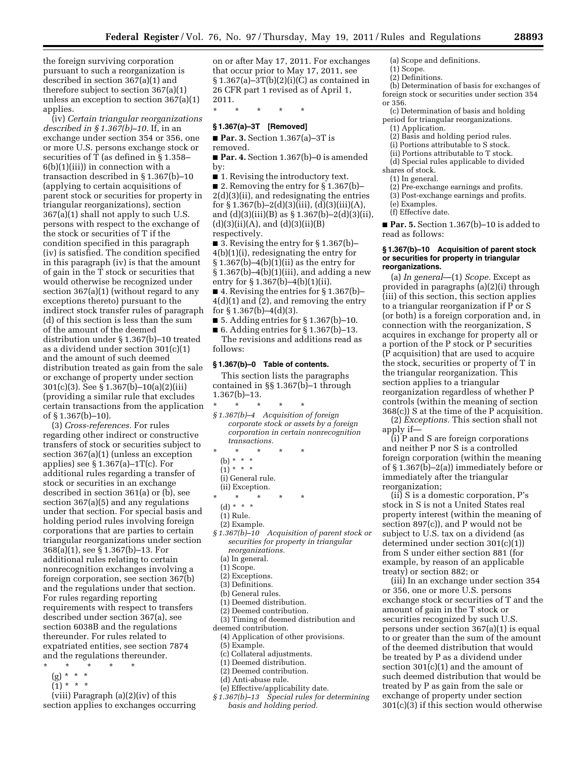the foreign surviving corporation pursuant to such a reorganization is described in section 367(a)(1) and therefore subject to section 367(a)(1) unless an exception to section 367(a)(1) applies.

(iv) *Certain triangular reorganizations described in § 1.367(b)–10.* If, in an exchange under section 354 or 356, one or more U.S. persons exchange stock or securities of T (as defined in § 1.358–6(b)(1)(iii)) in connection with a transaction described in § 1.367(b)–10 (applying to certain acquisitions of parent stock or securities for property in triangular reorganizations), section 367(a)(1) shall not apply to such U.S. persons with respect to the exchange of the stock or securities of T if the condition specified in this paragraph (iv) is satisfied. The condition specified in this paragraph (iv) is that the amount of gain in the T stock or securities that would otherwise be recognized under section 367(a)(1) (without regard to any exceptions thereto) pursuant to the indirect stock transfer rules of paragraph (d) of this section is less than the sum of the amount of the deemed distribution under § 1.367(b)–10 treated as a dividend under section 301(c)(1) and the amount of such deemed distribution treated as gain from the sale or exchange of property under section 301(c)(3). See § 1.367(b)–10(a)(2)(iii) (providing a similar rule that excludes certain transactions from the application of § 1.367(b)–10).

(3) *Cross-references.* For rules regarding other indirect or constructive transfers of stock or securities subject to section 367(a)(1) (unless an exception applies) see § 1.367(a)–1T(c). For additional rules regarding a transfer of stock or securities in an exchange described in section 361(a) or (b), see section 367(a)(5) and any regulations under that section. For special basis and holding period rules involving foreign corporations that are parties to certain triangular reorganizations under section 368(a)(1), see § 1.367(b)–13. For additional rules relating to certain nonrecognition exchanges involving a foreign corporation, see section 367(b) and the regulations under that section. For rules regarding reporting requirements with respect to transfers described under section 367(a), see section 6038B and the regulations thereunder. For rules related to expatriated entities, see section 7874 and the regulations thereunder.

\* \* \* \* \*

(g) \* \* \*

(1) \* \* \*

(viii) Paragraph (a)(2)(iv) of this section applies to exchanges occurring on or after May 17, 2011. For exchanges that occur prior to May 17, 2011, see § 1.367(a)–3T(b)(2)(i)(C) as contained in 26 CFR part 1 revised as of April 1, 2011.

\* \* \* \* \*

## § 1.367(a)–3T [Removed]

■ **Par. 3.** Section 1.367(a)–3T is removed.

■ **Par. 4.** Section 1.367(b)–0 is amended by:

■ 1. Revising the introductory text.

■ 2. Removing the entry for § 1.367(b)–2(d)(3)(ii), and redesignating the entries for § 1.367(b)–2(d)(3)(iii), (d)(3)(iii)(A), and (d)(3)(iii)(B) as § 1.367(b)–2(d)(3)(ii), (d)(3)(ii)(A), and (d)(3)(ii)(B) respectively.

■ 3. Revising the entry for § 1.367(b)–4(b)(1)(i), redesignating the entry for § 1.367(b)–4(b)(1)(ii) as the entry for § 1.367(b)–4(b)(1)(iii), and adding a new entry for § 1.367(b)–4(b)(1)(ii).

■ 4. Revising the entries for § 1.367(b)–4(d)(1) and (2), and removing the entry for § 1.367(b)–4(d)(3).

■ 5. Adding entries for § 1.367(b)–10.

■ 6. Adding entries for § 1.367(b)–13.

The revisions and additions read as follows:

## § 1.367(b)–0 Table of contents.

This section lists the paragraphs contained in §§ 1.367(b)–1 through 1.367(b)–13.

\* \* \* \* \*

*§ 1.367(b)–4 Acquisition of foreign corporate stock or assets by a foreign corporation in certain nonrecognition transactions.*

\* \* \* \* \*

(b) \* \* \*

(1) \* \* \*

(i) General rule.

(ii) Exception.

\* \* \* \* \*

(d) \* \* \*

(1) Rule.

(2) Example.

*§ 1.367(b)–10 Acquisition of parent stock or securities for property in triangular reorganizations.*

(a) In general.

(1) Scope.

(2) Exceptions.

(3) Definitions.

(b) General rules.

(1) Deemed distribution.

(2) Deemed contribution.

(3) Timing of deemed distribution and deemed contribution.

(4) Application of other provisions.

(5) Example.

(c) Collateral adjustments.

(1) Deemed distribution.

(2) Deemed contribution.

(d) Anti-abuse rule.

(e) Effective/applicability date.

*§ 1.367(b)–13 Special rules for determining basis and holding period.*

(a) Scope and definitions.

(1) Scope.

(2) Definitions.

(b) Determination of basis for exchanges of foreign stock or securities under section 354 or 356.

(c) Determination of basis and holding period for triangular reorganizations.

(1) Application.

(2) Basis and holding period rules.

(i) Portions attributable to S stock.

(ii) Portions attributable to T stock.

(d) Special rules applicable to divided shares of stock.

(1) In general.

(2) Pre-exchange earnings and profits.

(3) Post-exchange earnings and profits.

(e) Examples.

(f) Effective date.

■ **Par. 5.** Section 1.367(b)–10 is added to read as follows:

## § 1.367(b)–10 Acquisition of parent stock or securities for property in triangular reorganizations.

(a) *In general*—(1) *Scope.* Except as provided in paragraphs (a)(2)(i) through (iii) of this section, this section applies to a triangular reorganization if P or S (or both) is a foreign corporation and, in connection with the reorganization, S acquires in exchange for property all or a portion of the P stock or P securities (P acquisition) that are used to acquire the stock, securities or property of T in the triangular reorganization. This section applies to a triangular reorganization regardless of whether P controls (within the meaning of section 368(c)) S at the time of the P acquisition.

(2) *Exceptions.* This section shall not apply if—

(i) P and S are foreign corporations and neither P nor S is a controlled foreign corporation (within the meaning of § 1.367(b)–2(a)) immediately before or immediately after the triangular reorganization;

(ii) S is a domestic corporation, P's stock in S is not a United States real property interest (within the meaning of section 897(c)), and P would not be subject to U.S. tax on a dividend (as determined under section 301(c)(1)) from S under either section 881 (for example, by reason of an applicable treaty) or section 882; or

(iii) In an exchange under section 354 or 356, one or more U.S. persons exchange stock or securities of T and the amount of gain in the T stock or securities recognized by such U.S. persons under section 367(a)(1) is equal to or greater than the sum of the amount of the deemed distribution that would be treated by P as a dividend under section 301(c)(1) and the amount of such deemed distribution that would be treated by P as gain from the sale or exchange of property under section 301(c)(3) if this section would otherwise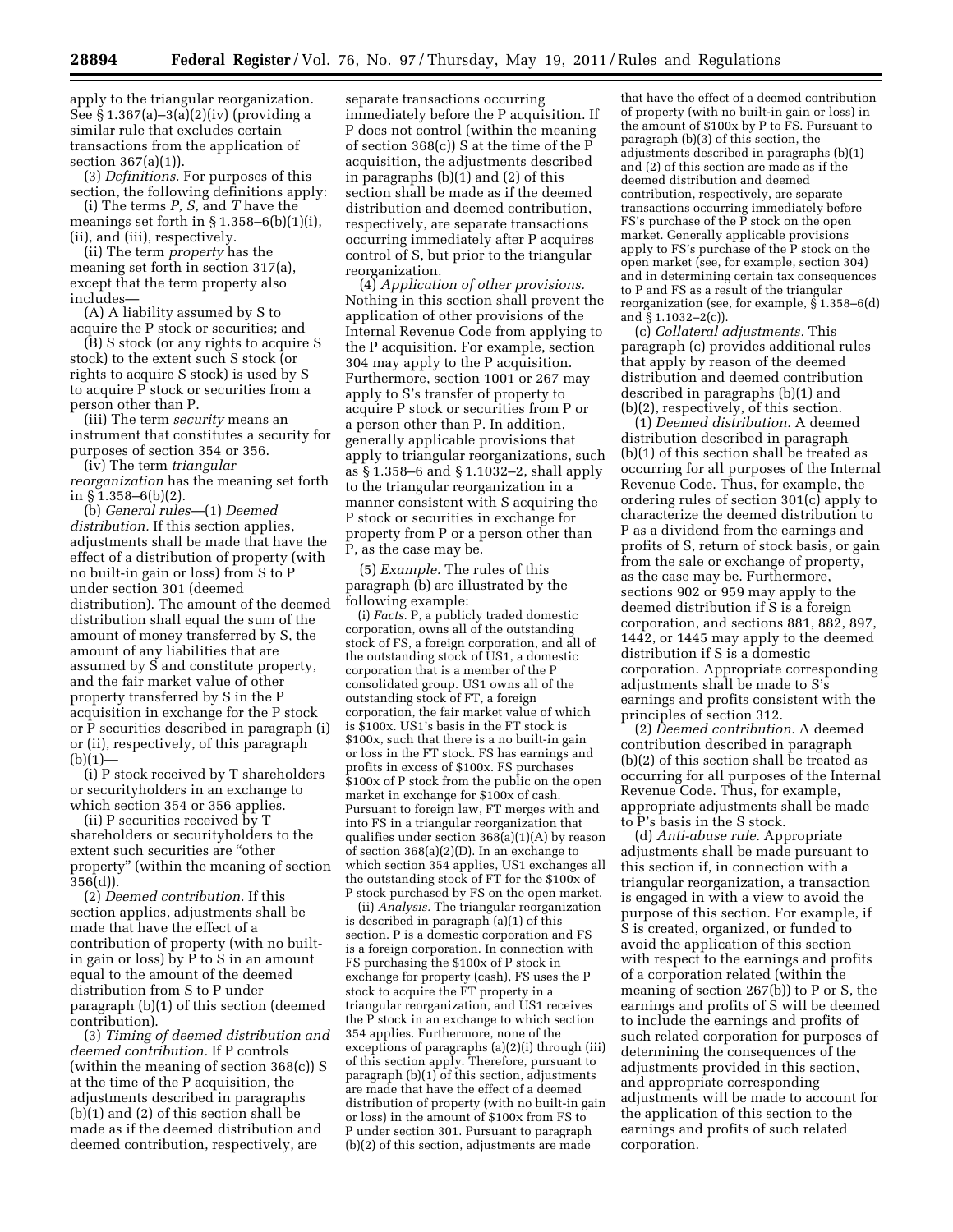apply to the triangular reorganization. See § 1.367(a)–3(a)(2)(iv) (providing a similar rule that excludes certain transactions from the application of section 367(a)(1)).

(3) *Definitions.* For purposes of this section, the following definitions apply:

(i) The terms *P, S,* and *T* have the meanings set forth in § 1.358–6(b)(1)(i), (ii), and (iii), respectively.

(ii) The term *property* has the meaning set forth in section 317(a), except that the term property also includes—

(A) A liability assumed by S to acquire the P stock or securities; and

(B) S stock (or any rights to acquire S stock) to the extent such S stock (or rights to acquire S stock) is used by S to acquire P stock or securities from a person other than P.

(iii) The term *security* means an instrument that constitutes a security for purposes of section 354 or 356.

(iv) The term *triangular reorganization* has the meaning set forth in § 1.358–6(b)(2).

(b) *General rules*—(1) *Deemed distribution.* If this section applies, adjustments shall be made that have the effect of a distribution of property (with no built-in gain or loss) from S to P under section 301 (deemed distribution). The amount of the deemed distribution shall equal the sum of the amount of money transferred by S, the amount of any liabilities that are assumed by S and constitute property, and the fair market value of other property transferred by S in the P acquisition in exchange for the P stock or P securities described in paragraph (i) or (ii), respectively, of this paragraph (b)(1)—

(i) P stock received by T shareholders or securityholders in an exchange to which section 354 or 356 applies.

(ii) P securities received by T shareholders or securityholders to the extent such securities are "other property" (within the meaning of section 356(d)).

(2) *Deemed contribution.* If this section applies, adjustments shall be made that have the effect of a contribution of property (with no built-in gain or loss) by P to S in an amount equal to the amount of the deemed distribution from S to P under paragraph (b)(1) of this section (deemed contribution).

(3) *Timing of deemed distribution and deemed contribution.* If P controls (within the meaning of section 368(c)) S at the time of the P acquisition, the adjustments described in paragraphs (b)(1) and (2) of this section shall be made as if the deemed distribution and deemed contribution, respectively, are separate transactions occurring immediately before the P acquisition. If P does not control (within the meaning of section 368(c)) S at the time of the P acquisition, the adjustments described in paragraphs (b)(1) and (2) of this section shall be made as if the deemed distribution and deemed contribution, respectively, are separate transactions occurring immediately after P acquires control of S, but prior to the triangular reorganization.

(4) *Application of other provisions.* Nothing in this section shall prevent the application of other provisions of the Internal Revenue Code from applying to the P acquisition. For example, section 304 may apply to the P acquisition. Furthermore, section 1001 or 267 may apply to S's transfer of property to acquire P stock or securities from P or a person other than P. In addition, generally applicable provisions that apply to triangular reorganizations, such as § 1.358–6 and § 1.1032–2, shall apply to the triangular reorganization in a manner consistent with S acquiring the P stock or securities in exchange for property from P or a person other than P, as the case may be.

(5) *Example.* The rules of this paragraph (b) are illustrated by the following example:

(i) *Facts.* P, a publicly traded domestic corporation, owns all of the outstanding stock of FS, a foreign corporation, and all of the outstanding stock of US1, a domestic corporation that is a member of the P consolidated group. US1 owns all of the outstanding stock of FT, a foreign corporation, the fair market value of which is \$100x. US1's basis in the FT stock is \$100x, such that there is a no built-in gain or loss in the FT stock. FS has earnings and profits in excess of \$100x. FS purchases \$100x of P stock from the public on the open market in exchange for \$100x of cash. Pursuant to foreign law, FT merges with and into FS in a triangular reorganization that qualifies under section 368(a)(1)(A) by reason of section 368(a)(2)(D). In an exchange to which section 354 applies, US1 exchanges all the outstanding stock of FT for the \$100x of P stock purchased by FS on the open market.

(ii) *Analysis.* The triangular reorganization is described in paragraph (a)(1) of this section. P is a domestic corporation and FS is a foreign corporation. In connection with FS purchasing the \$100x of P stock in exchange for property (cash), FS uses the P stock to acquire the FT property in a triangular reorganization, and US1 receives the P stock in an exchange to which section 354 applies. Furthermore, none of the exceptions of paragraphs (a)(2)(i) through (iii) of this section apply. Therefore, pursuant to paragraph (b)(1) of this section, adjustments are made that have the effect of a deemed distribution of property (with no built-in gain or loss) in the amount of \$100x from FS to P under section 301. Pursuant to paragraph (b)(2) of this section, adjustments are made that have the effect of a deemed contribution of property (with no built-in gain or loss) in the amount of \$100x by P to FS. Pursuant to paragraph (b)(3) of this section, the adjustments described in paragraphs (b)(1) and (2) of this section are made as if the deemed distribution and deemed contribution, respectively, are separate transactions occurring immediately before FS's purchase of the P stock on the open market. Generally applicable provisions apply to FS's purchase of the P stock on the open market (see, for example, section 304) and in determining certain tax consequences to P and FS as a result of the triangular reorganization (see, for example, § 1.358–6(d) and § 1.1032–2(c)).

(c) *Collateral adjustments.* This paragraph (c) provides additional rules that apply by reason of the deemed distribution and deemed contribution described in paragraphs (b)(1) and (b)(2), respectively, of this section.

(1) *Deemed distribution.* A deemed distribution described in paragraph (b)(1) of this section shall be treated as occurring for all purposes of the Internal Revenue Code. Thus, for example, the ordering rules of section 301(c) apply to characterize the deemed distribution to P as a dividend from the earnings and profits of S, return of stock basis, or gain from the sale or exchange of property, as the case may be. Furthermore, sections 902 or 959 may apply to the deemed distribution if S is a foreign corporation, and sections 881, 882, 897, 1442, or 1445 may apply to the deemed distribution if S is a domestic corporation. Appropriate corresponding adjustments shall be made to S's earnings and profits consistent with the principles of section 312.

(2) *Deemed contribution.* A deemed contribution described in paragraph (b)(2) of this section shall be treated as occurring for all purposes of the Internal Revenue Code. Thus, for example, appropriate adjustments shall be made to P's basis in the S stock.

(d) *Anti-abuse rule.* Appropriate adjustments shall be made pursuant to this section if, in connection with a triangular reorganization, a transaction is engaged in with a view to avoid the purpose of this section. For example, if S is created, organized, or funded to avoid the application of this section with respect to the earnings and profits of a corporation related (within the meaning of section 267(b)) to P or S, the earnings and profits of S will be deemed to include the earnings and profits of such related corporation for purposes of determining the consequences of the adjustments provided in this section, and appropriate corresponding adjustments will be made to account for the application of this section to the earnings and profits of such related corporation.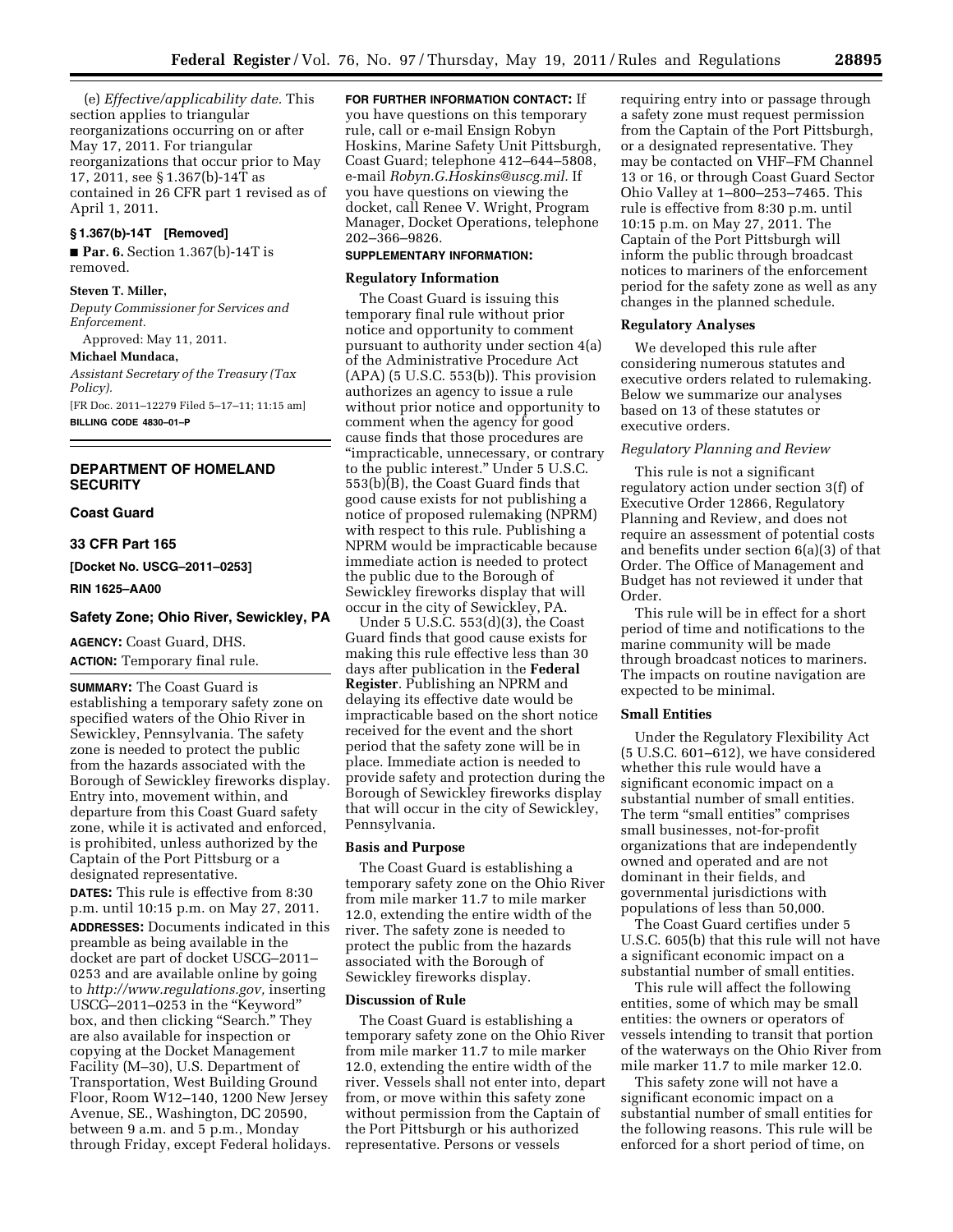(e) *Effective/applicability date.* This section applies to triangular reorganizations occurring on or after May 17, 2011. For triangular reorganizations that occur prior to May 17, 2011, see § 1.367(b)-14T as contained in 26 CFR part 1 revised as of April 1, 2011.

**§ 1.367(b)-14T [Removed]**

■ **Par. 6.** Section 1.367(b)-14T is removed.

**Steven T. Miller,**

*Deputy Commissioner for Services and Enforcement.*

Approved: May 11, 2011.

**Michael Mundaca,**

*Assistant Secretary of the Treasury (Tax Policy).*

[FR Doc. 2011–12279 Filed 5–17–11; 11:15 am]

**BILLING CODE 4830–01–P**

---

## DEPARTMENT OF HOMELAND SECURITY

### Coast Guard

### 33 CFR Part 165

**[Docket No. USCG–2011–0253]**

**RIN 1625–AA00**

### Safety Zone; Ohio River, Sewickley, PA

**AGENCY:** Coast Guard, DHS.

**ACTION:** Temporary final rule.

**SUMMARY:** The Coast Guard is establishing a temporary safety zone on specified waters of the Ohio River in Sewickley, Pennsylvania. The safety zone is needed to protect the public from the hazards associated with the Borough of Sewickley fireworks display. Entry into, movement within, and departure from this Coast Guard safety zone, while it is activated and enforced, is prohibited, unless authorized by the Captain of the Port Pittsburg or a designated representative.

**DATES:** This rule is effective from 8:30 p.m. until 10:15 p.m. on May 27, 2011.

**ADDRESSES:** Documents indicated in this preamble as being available in the docket are part of docket USCG–2011–0253 and are available online by going to *http://www.regulations.gov,* inserting USCG–2011–0253 in the "Keyword" box, and then clicking "Search." They are also available for inspection or copying at the Docket Management Facility (M–30), U.S. Department of Transportation, West Building Ground Floor, Room W12–140, 1200 New Jersey Avenue, SE., Washington, DC 20590, between 9 a.m. and 5 p.m., Monday through Friday, except Federal holidays.

**FOR FURTHER INFORMATION CONTACT:** If you have questions on this temporary rule, call or e-mail Ensign Robyn Hoskins, Marine Safety Unit Pittsburgh, Coast Guard; telephone 412–644–5808, e-mail *Robyn.G.Hoskins@uscg.mil.* If you have questions on viewing the docket, call Renee V. Wright, Program Manager, Docket Operations, telephone 202–366–9826.

**SUPPLEMENTARY INFORMATION:**

#### Regulatory Information

The Coast Guard is issuing this temporary final rule without prior notice and opportunity to comment pursuant to authority under section 4(a) of the Administrative Procedure Act (APA) (5 U.S.C. 553(b)). This provision authorizes an agency to issue a rule without prior notice and opportunity to comment when the agency for good cause finds that those procedures are "impracticable, unnecessary, or contrary to the public interest." Under 5 U.S.C. 553(b)(B), the Coast Guard finds that good cause exists for not publishing a notice of proposed rulemaking (NPRM) with respect to this rule. Publishing a NPRM would be impracticable because immediate action is needed to protect the public due to the Borough of Sewickley fireworks display that will occur in the city of Sewickley, PA.

Under 5 U.S.C. 553(d)(3), the Coast Guard finds that good cause exists for making this rule effective less than 30 days after publication in the **Federal Register**. Publishing an NPRM and delaying its effective date would be impracticable based on the short notice received for the event and the short period that the safety zone will be in place. Immediate action is needed to provide safety and protection during the Borough of Sewickley fireworks display that will occur in the city of Sewickley, Pennsylvania.

#### Basis and Purpose

The Coast Guard is establishing a temporary safety zone on the Ohio River from mile marker 11.7 to mile marker 12.0, extending the entire width of the river. The safety zone is needed to protect the public from the hazards associated with the Borough of Sewickley fireworks display.

#### Discussion of Rule

The Coast Guard is establishing a temporary safety zone on the Ohio River from mile marker 11.7 to mile marker 12.0, extending the entire width of the river. Vessels shall not enter into, depart from, or move within this safety zone without permission from the Captain of the Port Pittsburgh or his authorized representative. Persons or vessels requiring entry into or passage through a safety zone must request permission from the Captain of the Port Pittsburgh, or a designated representative. They may be contacted on VHF–FM Channel 13 or 16, or through Coast Guard Sector Ohio Valley at 1–800–253–7465. This rule is effective from 8:30 p.m. until 10:15 p.m. on May 27, 2011. The Captain of the Port Pittsburgh will inform the public through broadcast notices to mariners of the enforcement period for the safety zone as well as any changes in the planned schedule.

#### Regulatory Analyses

We developed this rule after considering numerous statutes and executive orders related to rulemaking. Below we summarize our analyses based on 13 of these statutes or executive orders.

*Regulatory Planning and Review*

This rule is not a significant regulatory action under section 3(f) of Executive Order 12866, Regulatory Planning and Review, and does not require an assessment of potential costs and benefits under section 6(a)(3) of that Order. The Office of Management and Budget has not reviewed it under that Order.

This rule will be in effect for a short period of time and notifications to the marine community will be made through broadcast notices to mariners. The impacts on routine navigation are expected to be minimal.

#### Small Entities

Under the Regulatory Flexibility Act (5 U.S.C. 601–612), we have considered whether this rule would have a significant economic impact on a substantial number of small entities. The term "small entities" comprises small businesses, not-for-profit organizations that are independently owned and operated and are not dominant in their fields, and governmental jurisdictions with populations of less than 50,000.

The Coast Guard certifies under 5 U.S.C. 605(b) that this rule will not have a significant economic impact on a substantial number of small entities.

This rule will affect the following entities, some of which may be small entities: the owners or operators of vessels intending to transit that portion of the waterways on the Ohio River from mile marker 11.7 to mile marker 12.0.

This safety zone will not have a significant economic impact on a substantial number of small entities for the following reasons. This rule will be enforced for a short period of time, on